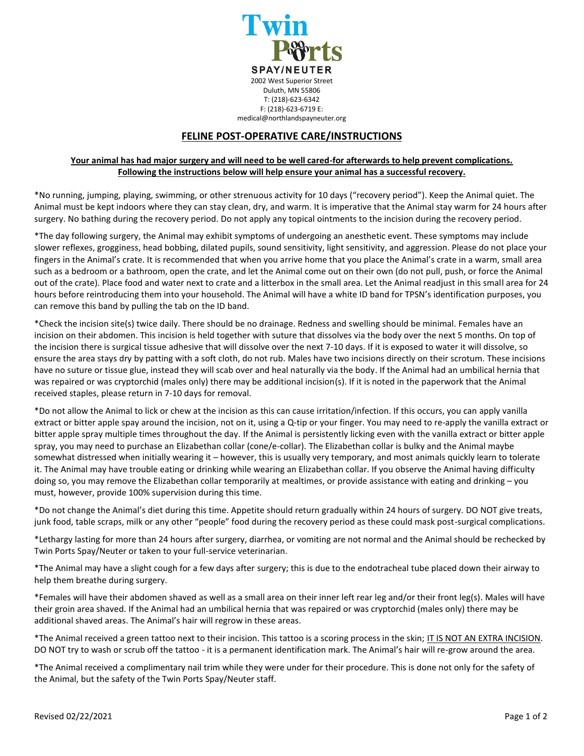**Twin Ports**

**SPAY/NEUTER**

2002 West Superior Street
Duluth, MN 55806
T: (218)-623-6342
F: (218)-623-6719 E:
medical@northlandspayneuter.org

## FELINE POST-OPERATIVE CARE/INSTRUCTIONS

**Your animal has had major surgery and will need to be well cared-for afterwards to help prevent complications. Following the instructions below will help ensure your animal has a successful recovery.**

*No running, jumping, playing, swimming, or other strenuous activity for 10 days ("recovery period"). Keep the Animal quiet. The Animal must be kept indoors where they can stay clean, dry, and warm. It is imperative that the Animal stay warm for 24 hours after surgery. No bathing during the recovery period. Do not apply any topical ointments to the incision during the recovery period.

*The day following surgery, the Animal may exhibit symptoms of undergoing an anesthetic event. These symptoms may include slower reflexes, grogginess, head bobbing, dilated pupils, sound sensitivity, light sensitivity, and aggression. Please do not place your fingers in the Animal's crate. It is recommended that when you arrive home that you place the Animal's crate in a warm, small area such as a bedroom or a bathroom, open the crate, and let the Animal come out on their own (do not pull, push, or force the Animal out of the crate). Place food and water next to crate and a litterbox in the small area. Let the Animal readjust in this small area for 24 hours before reintroducing them into your household. The Animal will have a white ID band for TPSN's identification purposes, you can remove this band by pulling the tab on the ID band.

*Check the incision site(s) twice daily. There should be no drainage. Redness and swelling should be minimal. Females have an incision on their abdomen. This incision is held together with suture that dissolves via the body over the next 5 months. On top of the incision there is surgical tissue adhesive that will dissolve over the next 7-10 days. If it is exposed to water it will dissolve, so ensure the area stays dry by patting with a soft cloth, do not rub. Males have two incisions directly on their scrotum. These incisions have no suture or tissue glue, instead they will scab over and heal naturally via the body. If the Animal had an umbilical hernia that was repaired or was cryptorchid (males only) there may be additional incision(s). If it is noted in the paperwork that the Animal received staples, please return in 7-10 days for removal.

*Do not allow the Animal to lick or chew at the incision as this can cause irritation/infection. If this occurs, you can apply vanilla extract or bitter apple spray around the incision, not on it, using a Q-tip or your finger. You may need to re-apply the vanilla extract or bitter apple spray multiple times throughout the day. If the Animal is persistently licking even with the vanilla extract or bitter apple spray, you may need to purchase an Elizabethan collar (cone/e-collar). The Elizabethan collar is bulky and the Animal maybe somewhat distressed when initially wearing it – however, this is usually very temporary, and most animals quickly learn to tolerate it. The Animal may have trouble eating or drinking while wearing an Elizabethan collar. If you observe the Animal having difficulty doing so, you may remove the Elizabethan collar temporarily at mealtimes, or provide assistance with eating and drinking – you must, however, provide 100% supervision during this time.

*Do not change the Animal's diet during this time. Appetite should return gradually within 24 hours of surgery. DO NOT give treats, junk food, table scraps, milk or any other "people" food during the recovery period as these could mask post-surgical complications.

*Lethargy lasting for more than 24 hours after surgery, diarrhea, or vomiting are not normal and the Animal should be rechecked by Twin Ports Spay/Neuter or taken to your full-service veterinarian.

*The Animal may have a slight cough for a few days after surgery; this is due to the endotracheal tube placed down their airway to help them breathe during surgery.

*Females will have their abdomen shaved as well as a small area on their inner left rear leg and/or their front leg(s). Males will have their groin area shaved. If the Animal had an umbilical hernia that was repaired or was cryptorchid (males only) there may be additional shaved areas. The Animal's hair will regrow in these areas.

*The Animal received a green tattoo next to their incision. This tattoo is a scoring process in the skin; IT IS NOT AN EXTRA INCISION. DO NOT try to wash or scrub off the tattoo - it is a permanent identification mark. The Animal's hair will re-grow around the area.

*The Animal received a complimentary nail trim while they were under for their procedure. This is done not only for the safety of the Animal, but the safety of the Twin Ports Spay/Neuter staff.

Revised 02/22/2021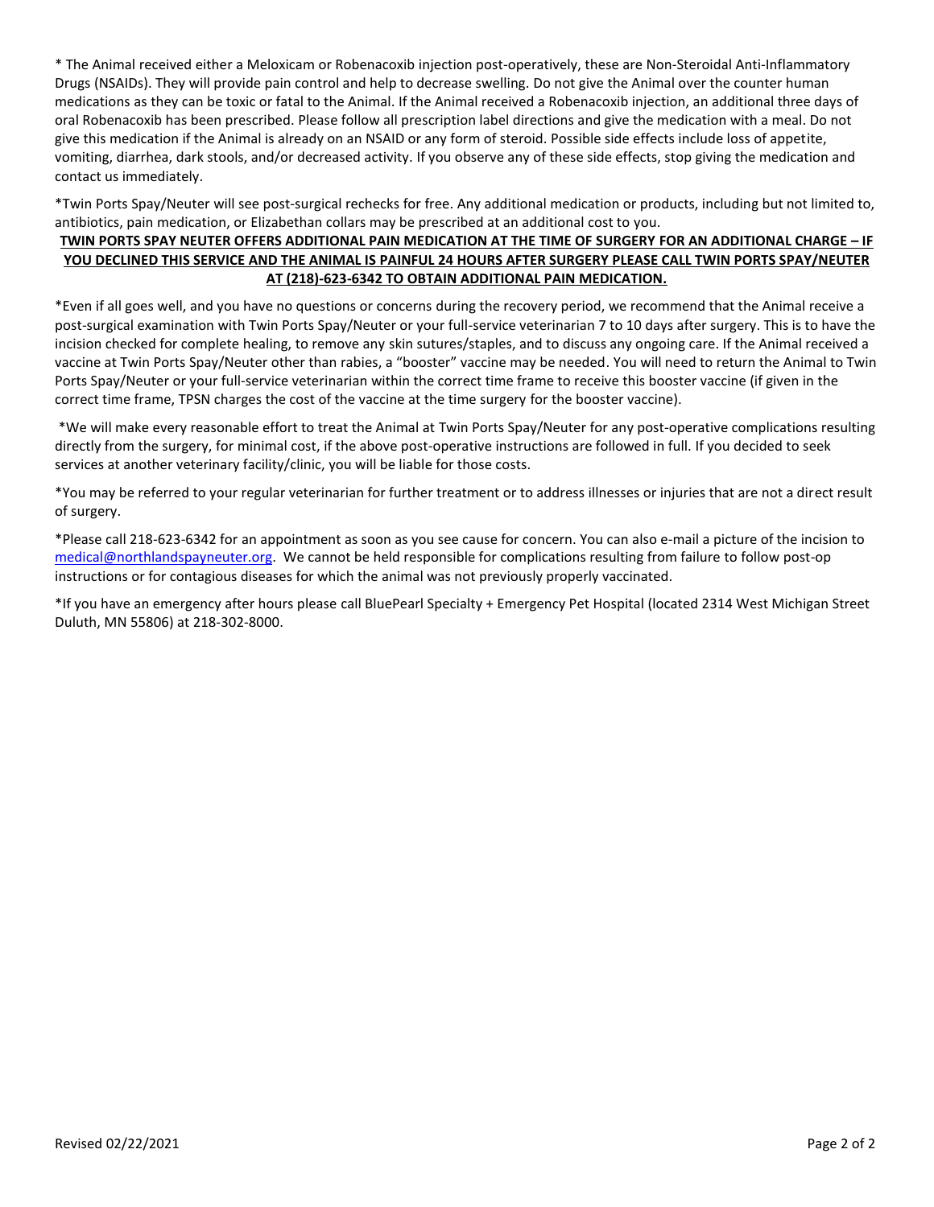* The Animal received either a Meloxicam or Robenacoxib injection post-operatively, these are Non-Steroidal Anti-Inflammatory Drugs (NSAIDs). They will provide pain control and help to decrease swelling. Do not give the Animal over the counter human medications as they can be toxic or fatal to the Animal. If the Animal received a Robenacoxib injection, an additional three days of oral Robenacoxib has been prescribed. Please follow all prescription label directions and give the medication with a meal. Do not give this medication if the Animal is already on an NSAID or any form of steroid. Possible side effects include loss of appetite, vomiting, diarrhea, dark stools, and/or decreased activity. If you observe any of these side effects, stop giving the medication and contact us immediately.

*Twin Ports Spay/Neuter will see post-surgical rechecks for free. Any additional medication or products, including but not limited to, antibiotics, pain medication, or Elizabethan collars may be prescribed at an additional cost to you.

**TWIN PORTS SPAY NEUTER OFFERS ADDITIONAL PAIN MEDICATION AT THE TIME OF SURGERY FOR AN ADDITIONAL CHARGE – IF YOU DECLINED THIS SERVICE AND THE ANIMAL IS PAINFUL 24 HOURS AFTER SURGERY PLEASE CALL TWIN PORTS SPAY/NEUTER AT (218)-623-6342 TO OBTAIN ADDITIONAL PAIN MEDICATION.**

*Even if all goes well, and you have no questions or concerns during the recovery period, we recommend that the Animal receive a post-surgical examination with Twin Ports Spay/Neuter or your full-service veterinarian 7 to 10 days after surgery. This is to have the incision checked for complete healing, to remove any skin sutures/staples, and to discuss any ongoing care. If the Animal received a vaccine at Twin Ports Spay/Neuter other than rabies, a "booster" vaccine may be needed. You will need to return the Animal to Twin Ports Spay/Neuter or your full-service veterinarian within the correct time frame to receive this booster vaccine (if given in the correct time frame, TPSN charges the cost of the vaccine at the time surgery for the booster vaccine).

*We will make every reasonable effort to treat the Animal at Twin Ports Spay/Neuter for any post-operative complications resulting directly from the surgery, for minimal cost, if the above post-operative instructions are followed in full. If you decided to seek services at another veterinary facility/clinic, you will be liable for those costs.

*You may be referred to your regular veterinarian for further treatment or to address illnesses or injuries that are not a direct result of surgery.

*Please call 218-623-6342 for an appointment as soon as you see cause for concern. You can also e-mail a picture of the incision to [medical@northlandspayneuter.org](mailto:medical@northlandspayneuter.org). We cannot be held responsible for complications resulting from failure to follow post-op instructions or for contagious diseases for which the animal was not previously properly vaccinated.

*If you have an emergency after hours please call BluePearl Specialty + Emergency Pet Hospital (located 2314 West Michigan Street Duluth, MN 55806) at 218-302-8000.

Revised 02/22/2021